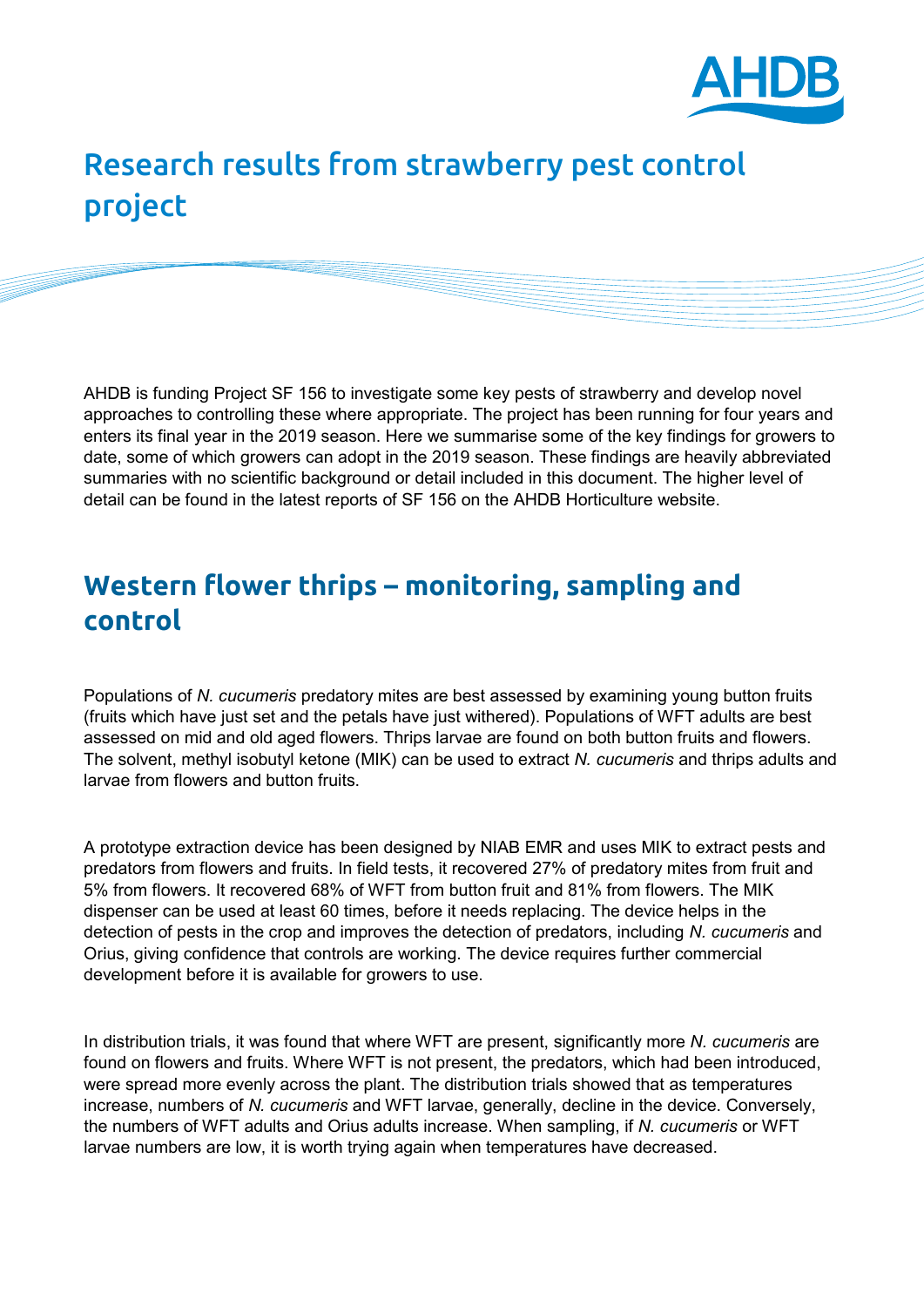# Research results from strawberry pest control project

AHDB is funding Project SF 156 to investigate some key pests of strawberry and develop novel approaches to controlling these where appropriate. The project has been running for four years and enters its final year in the 2019 season. Here we summarise some of the key findings for growers to date, some of which growers can adopt in the 2019 season. These findings are heavily abbreviated summaries with no scientific background or detail included in this document. The higher level of detail can be found in the latest reports of SF 156 on the AHDB Horticulture website.

## Western flower thrips – monitoring, sampling and control

Populations of *N. cucumeris* predatory mites are best assessed by examining young button fruits (fruits which have just set and the petals have just withered). Populations of WFT adults are best assessed on mid and old aged flowers. Thrips larvae are found on both button fruits and flowers. The solvent, methyl isobutyl ketone (MIK) can be used to extract *N. cucumeris* and thrips adults and larvae from flowers and button fruits.

A prototype extraction device has been designed by NIAB EMR and uses MIK to extract pests and predators from flowers and fruits. In field tests, it recovered 27% of predatory mites from fruit and 5% from flowers. It recovered 68% of WFT from button fruit and 81% from flowers. The MIK dispenser can be used at least 60 times, before it needs replacing. The device helps in the detection of pests in the crop and improves the detection of predators, including *N. cucumeris* and Orius, giving confidence that controls are working. The device requires further commercial development before it is available for growers to use.

In distribution trials, it was found that where WFT are present, significantly more *N. cucumeris* are found on flowers and fruits. Where WFT is not present, the predators, which had been introduced, were spread more evenly across the plant. The distribution trials showed that as temperatures increase, numbers of *N. cucumeris* and WFT larvae, generally, decline in the device. Conversely, the numbers of WFT adults and Orius adults increase. When sampling, if *N. cucumeris* or WFT larvae numbers are low, it is worth trying again when temperatures have decreased.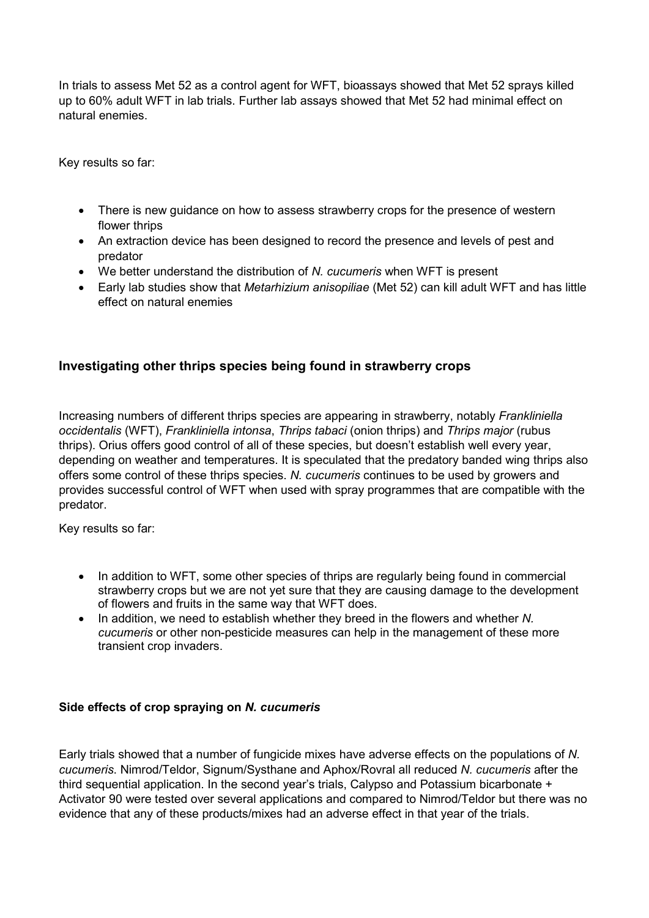In trials to assess Met 52 as a control agent for WFT, bioassays showed that Met 52 sprays killed up to 60% adult WFT in lab trials. Further lab assays showed that Met 52 had minimal effect on natural enemies.

Key results so far:

- There is new guidance on how to assess strawberry crops for the presence of western flower thrips
- An extraction device has been designed to record the presence and levels of pest and predator
- We better understand the distribution of *N. cucumeris* when WFT is present
- Early lab studies show that *Metarhizium anisopiliae* (Met 52) can kill adult WFT and has little effect on natural enemies

## Investigating other thrips species being found in strawberry crops

Increasing numbers of different thrips species are appearing in strawberry, notably *Frankliniella occidentalis* (WFT), *Frankliniella intonsa*, *Thrips tabaci* (onion thrips) and *Thrips major* (rubus thrips). Orius offers good control of all of these species, but doesn't establish well every year, depending on weather and temperatures. It is speculated that the predatory banded wing thrips also offers some control of these thrips species. *N. cucumeris* continues to be used by growers and provides successful control of WFT when used with spray programmes that are compatible with the predator.

Key results so far:

- In addition to WFT, some other species of thrips are regularly being found in commercial strawberry crops but we are not yet sure that they are causing damage to the development of flowers and fruits in the same way that WFT does.
- In addition, we need to establish whether they breed in the flowers and whether *N. cucumeris* or other non-pesticide measures can help in the management of these more transient crop invaders.

### Side effects of crop spraying on *N. cucumeris*

Early trials showed that a number of fungicide mixes have adverse effects on the populations of *N. cucumeris*. Nimrod/Teldor, Signum/Systhane and Aphox/Rovral all reduced *N. cucumeris* after the third sequential application. In the second year's trials, Calypso and Potassium bicarbonate + Activator 90 were tested over several applications and compared to Nimrod/Teldor but there was no evidence that any of these products/mixes had an adverse effect in that year of the trials.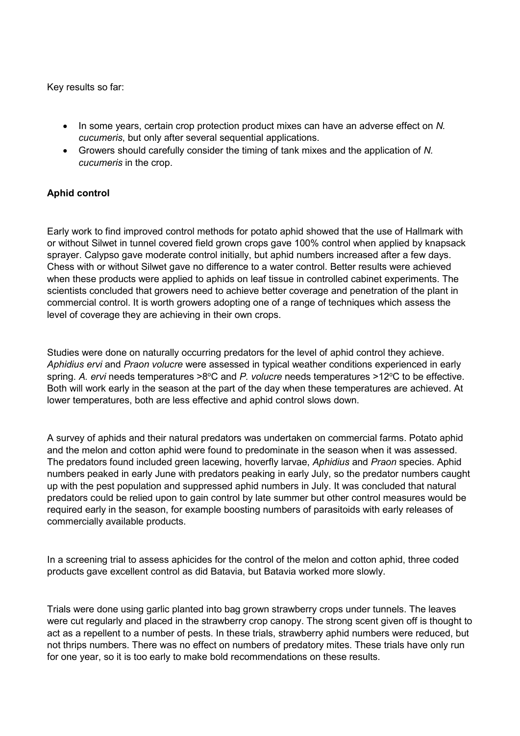Key results so far:

- In some years, certain crop protection product mixes can have an adverse effect on *N. cucumeris*, but only after several sequential applications.
- Growers should carefully consider the timing of tank mixes and the application of *N. cucumeris* in the crop.

**Aphid control**

Early work to find improved control methods for potato aphid showed that the use of Hallmark with or without Silwet in tunnel covered field grown crops gave 100% control when applied by knapsack sprayer. Calypso gave moderate control initially, but aphid numbers increased after a few days. Chess with or without Silwet gave no difference to a water control. Better results were achieved when these products were applied to aphids on leaf tissue in controlled cabinet experiments. The scientists concluded that growers need to achieve better coverage and penetration of the plant in commercial control. It is worth growers adopting one of a range of techniques which assess the level of coverage they are achieving in their own crops.

Studies were done on naturally occurring predators for the level of aphid control they achieve. *Aphidius ervi* and *Praon volucre* were assessed in typical weather conditions experienced in early spring. *A. ervi* needs temperatures >8°C and *P. volucre* needs temperatures >12°C to be effective. Both will work early in the season at the part of the day when these temperatures are achieved. At lower temperatures, both are less effective and aphid control slows down.

A survey of aphids and their natural predators was undertaken on commercial farms. Potato aphid and the melon and cotton aphid were found to predominate in the season when it was assessed. The predators found included green lacewing, hoverfly larvae, *Aphidius* and *Praon* species. Aphid numbers peaked in early June with predators peaking in early July, so the predator numbers caught up with the pest population and suppressed aphid numbers in July. It was concluded that natural predators could be relied upon to gain control by late summer but other control measures would be required early in the season, for example boosting numbers of parasitoids with early releases of commercially available products.

In a screening trial to assess aphicides for the control of the melon and cotton aphid, three coded products gave excellent control as did Batavia, but Batavia worked more slowly.

Trials were done using garlic planted into bag grown strawberry crops under tunnels. The leaves were cut regularly and placed in the strawberry crop canopy. The strong scent given off is thought to act as a repellent to a number of pests. In these trials, strawberry aphid numbers were reduced, but not thrips numbers. There was no effect on numbers of predatory mites. These trials have only run for one year, so it is too early to make bold recommendations on these results.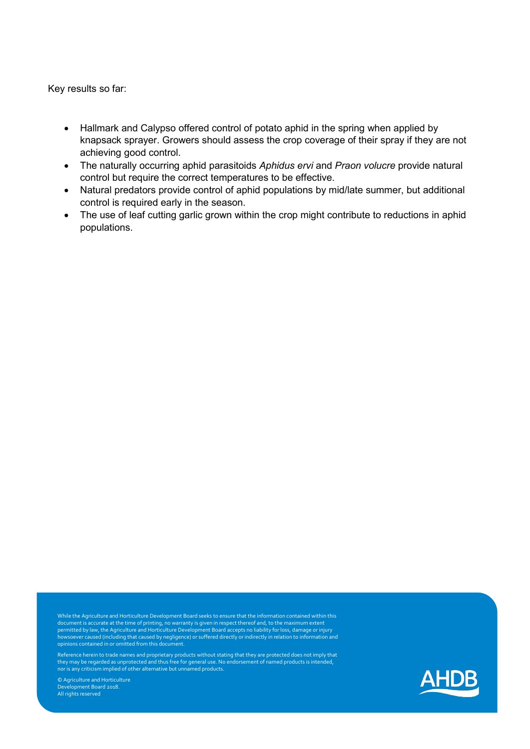Key results so far:

- Hallmark and Calypso offered control of potato aphid in the spring when applied by knapsack sprayer. Growers should assess the crop coverage of their spray if they are not achieving good control.
- The naturally occurring aphid parasitoids *Aphidus ervi* and *Praon volucre* provide natural control but require the correct temperatures to be effective.
- Natural predators provide control of aphid populations by mid/late summer, but additional control is required early in the season.
- The use of leaf cutting garlic grown within the crop might contribute to reductions in aphid populations.

While the Agriculture and Horticulture Development Board seeks to ensure that the information contained within this document is accurate at the time of printing, no warranty is given in respect thereof and, to the maximum extent permitted by law, the Agriculture and Horticulture Development Board accepts no liability for loss, damage or injury howsoever caused (including that caused by negligence) or suffered directly or indirectly in relation to information and opinions contained in or omitted from this document.

Reference herein to trade names and proprietary products without stating that they are protected does not imply that they may be regarded as unprotected and thus free for general use. No endorsement of named products is intended, nor is any criticism implied of other alternative but unnamed products.

© Agriculture and Horticulture Development Board 2018.
All rights reserved

AHDB